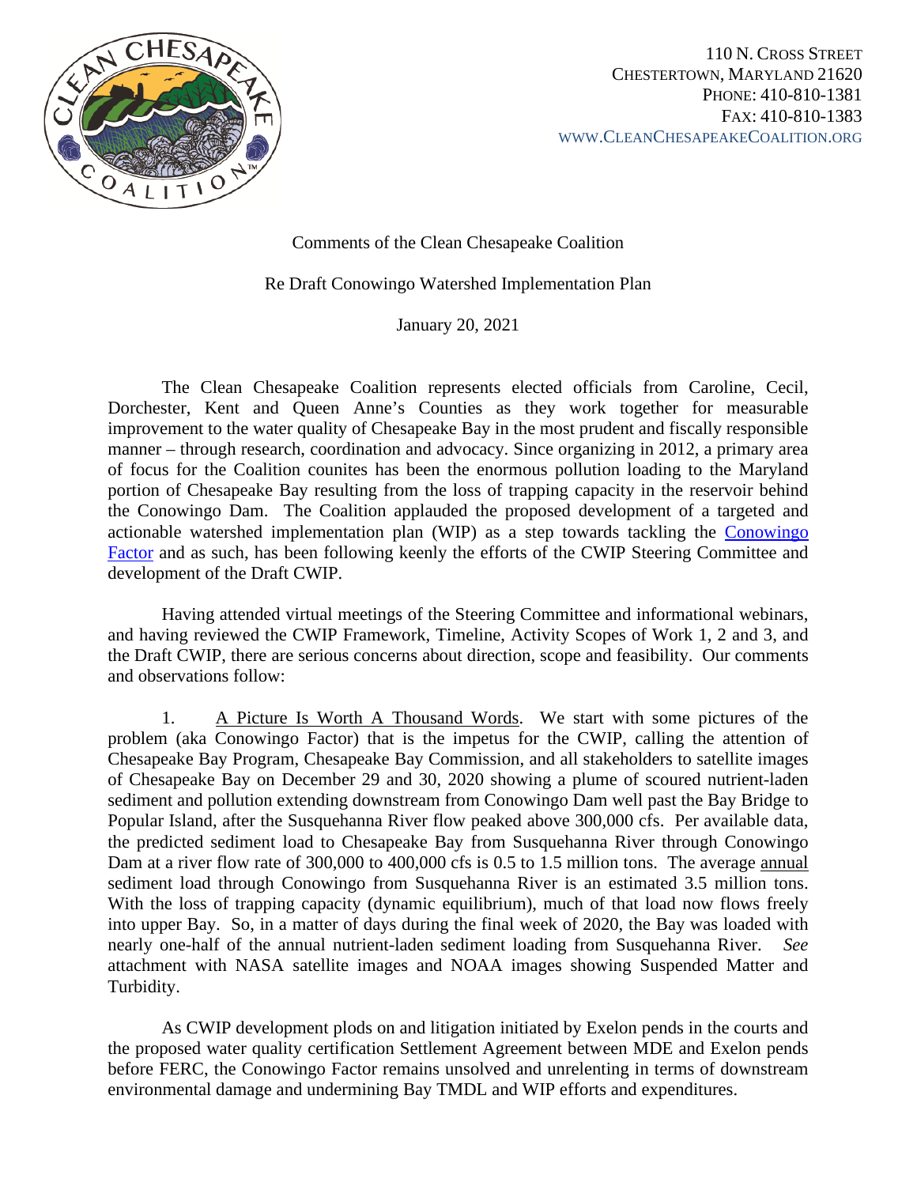110 N. CROSS STREET
CHESTERTOWN, MARYLAND 21620
PHONE: 410-810-1381
FAX: 410-810-1383
WWW.CLEANCHESAPEAKECOALITION.ORG

Comments of the Clean Chesapeake Coalition

Re Draft Conowingo Watershed Implementation Plan

January 20, 2021

The Clean Chesapeake Coalition represents elected officials from Caroline, Cecil, Dorchester, Kent and Queen Anne's Counties as they work together for measurable improvement to the water quality of Chesapeake Bay in the most prudent and fiscally responsible manner – through research, coordination and advocacy. Since organizing in 2012, a primary area of focus for the Coalition counites has been the enormous pollution loading to the Maryland portion of Chesapeake Bay resulting from the loss of trapping capacity in the reservoir behind the Conowingo Dam. The Coalition applauded the proposed development of a targeted and actionable watershed implementation plan (WIP) as a step towards tackling the Conowingo Factor and as such, has been following keenly the efforts of the CWIP Steering Committee and development of the Draft CWIP.

Having attended virtual meetings of the Steering Committee and informational webinars, and having reviewed the CWIP Framework, Timeline, Activity Scopes of Work 1, 2 and 3, and the Draft CWIP, there are serious concerns about direction, scope and feasibility. Our comments and observations follow:

1. A Picture Is Worth A Thousand Words. We start with some pictures of the problem (aka Conowingo Factor) that is the impetus for the CWIP, calling the attention of Chesapeake Bay Program, Chesapeake Bay Commission, and all stakeholders to satellite images of Chesapeake Bay on December 29 and 30, 2020 showing a plume of scoured nutrient-laden sediment and pollution extending downstream from Conowingo Dam well past the Bay Bridge to Popular Island, after the Susquehanna River flow peaked above 300,000 cfs. Per available data, the predicted sediment load to Chesapeake Bay from Susquehanna River through Conowingo Dam at a river flow rate of 300,000 to 400,000 cfs is 0.5 to 1.5 million tons. The average annual sediment load through Conowingo from Susquehanna River is an estimated 3.5 million tons. With the loss of trapping capacity (dynamic equilibrium), much of that load now flows freely into upper Bay. So, in a matter of days during the final week of 2020, the Bay was loaded with nearly one-half of the annual nutrient-laden sediment loading from Susquehanna River. *See* attachment with NASA satellite images and NOAA images showing Suspended Matter and Turbidity.

As CWIP development plods on and litigation initiated by Exelon pends in the courts and the proposed water quality certification Settlement Agreement between MDE and Exelon pends before FERC, the Conowingo Factor remains unsolved and unrelenting in terms of downstream environmental damage and undermining Bay TMDL and WIP efforts and expenditures.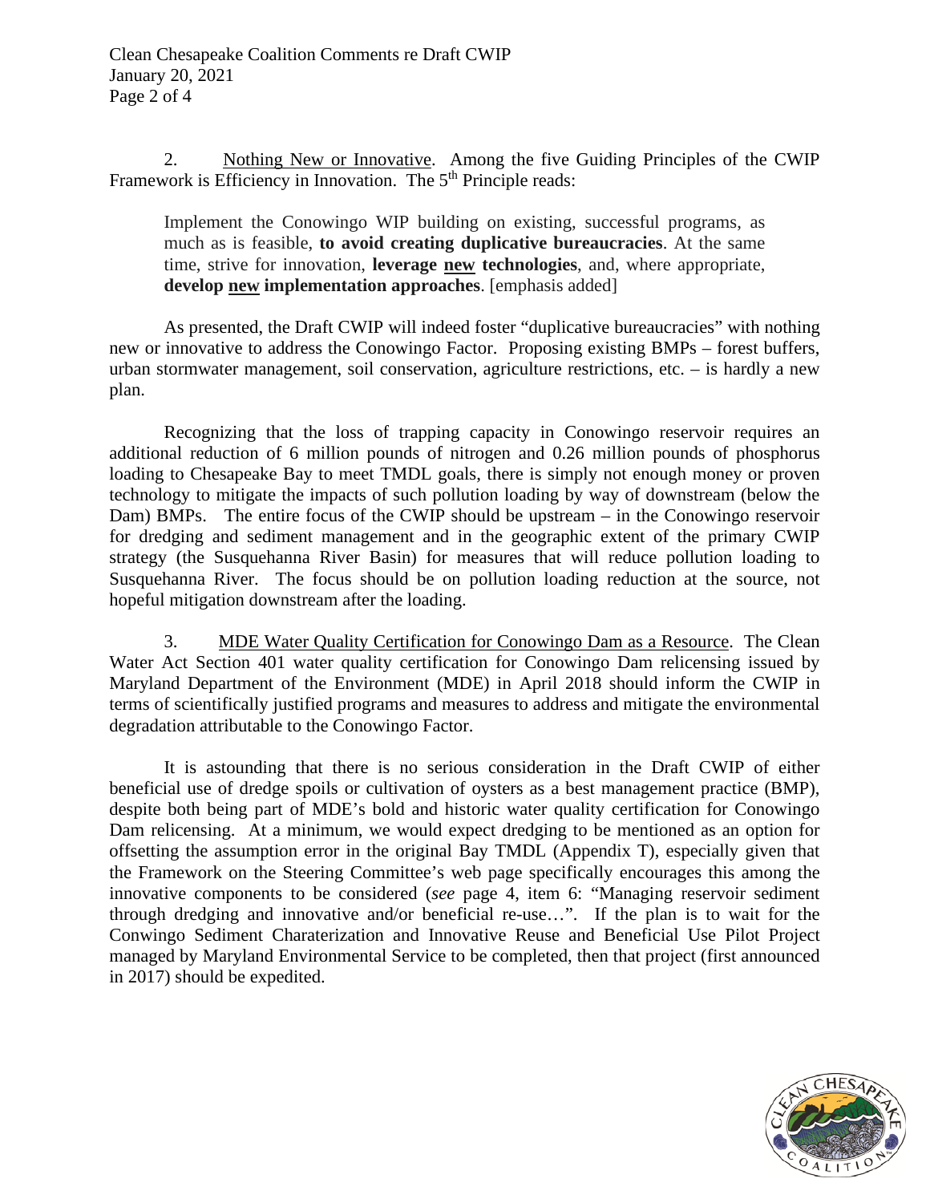2. Nothing New or Innovative. Among the five Guiding Principles of the CWIP Framework is Efficiency in Innovation. The 5th Principle reads:

> Implement the Conowingo WIP building on existing, successful programs, as much as is feasible, **to avoid creating duplicative bureaucracies**. At the same time, strive for innovation, **leverage new technologies**, and, where appropriate, **develop new implementation approaches**. [emphasis added]

As presented, the Draft CWIP will indeed foster "duplicative bureaucracies" with nothing new or innovative to address the Conowingo Factor. Proposing existing BMPs – forest buffers, urban stormwater management, soil conservation, agriculture restrictions, etc. – is hardly a new plan.

Recognizing that the loss of trapping capacity in Conowingo reservoir requires an additional reduction of 6 million pounds of nitrogen and 0.26 million pounds of phosphorus loading to Chesapeake Bay to meet TMDL goals, there is simply not enough money or proven technology to mitigate the impacts of such pollution loading by way of downstream (below the Dam) BMPs. The entire focus of the CWIP should be upstream – in the Conowingo reservoir for dredging and sediment management and in the geographic extent of the primary CWIP strategy (the Susquehanna River Basin) for measures that will reduce pollution loading to Susquehanna River. The focus should be on pollution loading reduction at the source, not hopeful mitigation downstream after the loading.

3. MDE Water Quality Certification for Conowingo Dam as a Resource. The Clean Water Act Section 401 water quality certification for Conowingo Dam relicensing issued by Maryland Department of the Environment (MDE) in April 2018 should inform the CWIP in terms of scientifically justified programs and measures to address and mitigate the environmental degradation attributable to the Conowingo Factor.

It is astounding that there is no serious consideration in the Draft CWIP of either beneficial use of dredge spoils or cultivation of oysters as a best management practice (BMP), despite both being part of MDE's bold and historic water quality certification for Conowingo Dam relicensing. At a minimum, we would expect dredging to be mentioned as an option for offsetting the assumption error in the original Bay TMDL (Appendix T), especially given that the Framework on the Steering Committee's web page specifically encourages this among the innovative components to be considered (*see* page 4, item 6: "Managing reservoir sediment through dredging and innovative and/or beneficial re-use…". If the plan is to wait for the Conwingo Sediment Charaterization and Innovative Reuse and Beneficial Use Pilot Project managed by Maryland Environmental Service to be completed, then that project (first announced in 2017) should be expedited.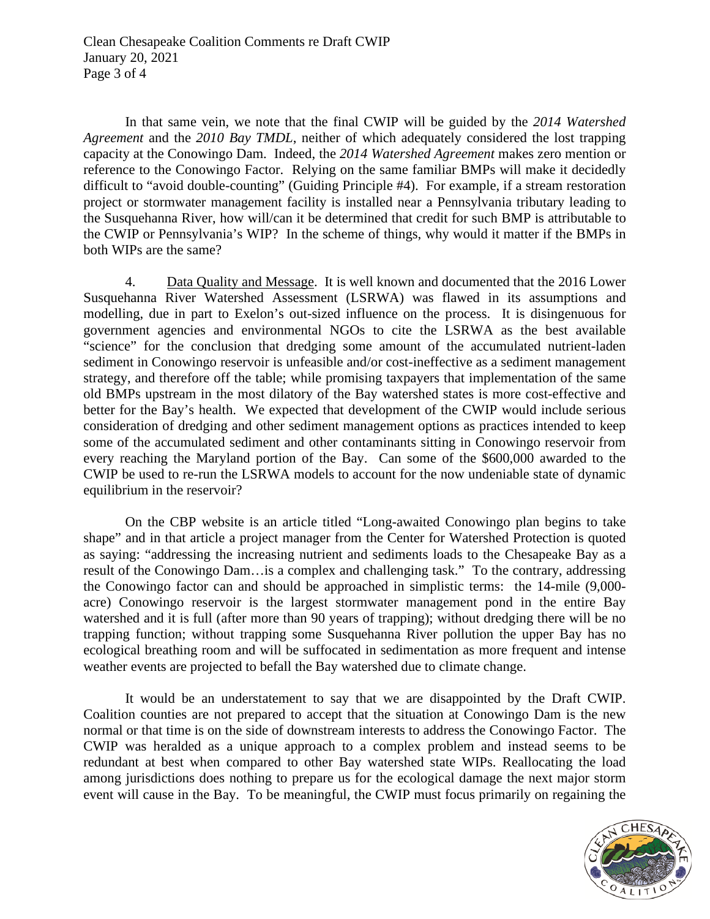In that same vein, we note that the final CWIP will be guided by the *2014 Watershed Agreement* and the *2010 Bay TMDL*, neither of which adequately considered the lost trapping capacity at the Conowingo Dam. Indeed, the *2014 Watershed Agreement* makes zero mention or reference to the Conowingo Factor. Relying on the same familiar BMPs will make it decidedly difficult to "avoid double-counting" (Guiding Principle #4). For example, if a stream restoration project or stormwater management facility is installed near a Pennsylvania tributary leading to the Susquehanna River, how will/can it be determined that credit for such BMP is attributable to the CWIP or Pennsylvania's WIP? In the scheme of things, why would it matter if the BMPs in both WIPs are the same?

4. Data Quality and Message. It is well known and documented that the 2016 Lower Susquehanna River Watershed Assessment (LSRWA) was flawed in its assumptions and modelling, due in part to Exelon's out-sized influence on the process. It is disingenuous for government agencies and environmental NGOs to cite the LSRWA as the best available "science" for the conclusion that dredging some amount of the accumulated nutrient-laden sediment in Conowingo reservoir is unfeasible and/or cost-ineffective as a sediment management strategy, and therefore off the table; while promising taxpayers that implementation of the same old BMPs upstream in the most dilatory of the Bay watershed states is more cost-effective and better for the Bay's health. We expected that development of the CWIP would include serious consideration of dredging and other sediment management options as practices intended to keep some of the accumulated sediment and other contaminants sitting in Conowingo reservoir from every reaching the Maryland portion of the Bay. Can some of the $600,000 awarded to the CWIP be used to re-run the LSRWA models to account for the now undeniable state of dynamic equilibrium in the reservoir?

On the CBP website is an article titled "Long-awaited Conowingo plan begins to take shape" and in that article a project manager from the Center for Watershed Protection is quoted as saying: "addressing the increasing nutrient and sediments loads to the Chesapeake Bay as a result of the Conowingo Dam…is a complex and challenging task." To the contrary, addressing the Conowingo factor can and should be approached in simplistic terms: the 14-mile (9,000-acre) Conowingo reservoir is the largest stormwater management pond in the entire Bay watershed and it is full (after more than 90 years of trapping); without dredging there will be no trapping function; without trapping some Susquehanna River pollution the upper Bay has no ecological breathing room and will be suffocated in sedimentation as more frequent and intense weather events are projected to befall the Bay watershed due to climate change.

It would be an understatement to say that we are disappointed by the Draft CWIP. Coalition counties are not prepared to accept that the situation at Conowingo Dam is the new normal or that time is on the side of downstream interests to address the Conowingo Factor. The CWIP was heralded as a unique approach to a complex problem and instead seems to be redundant at best when compared to other Bay watershed state WIPs. Reallocating the load among jurisdictions does nothing to prepare us for the ecological damage the next major storm event will cause in the Bay. To be meaningful, the CWIP must focus primarily on regaining the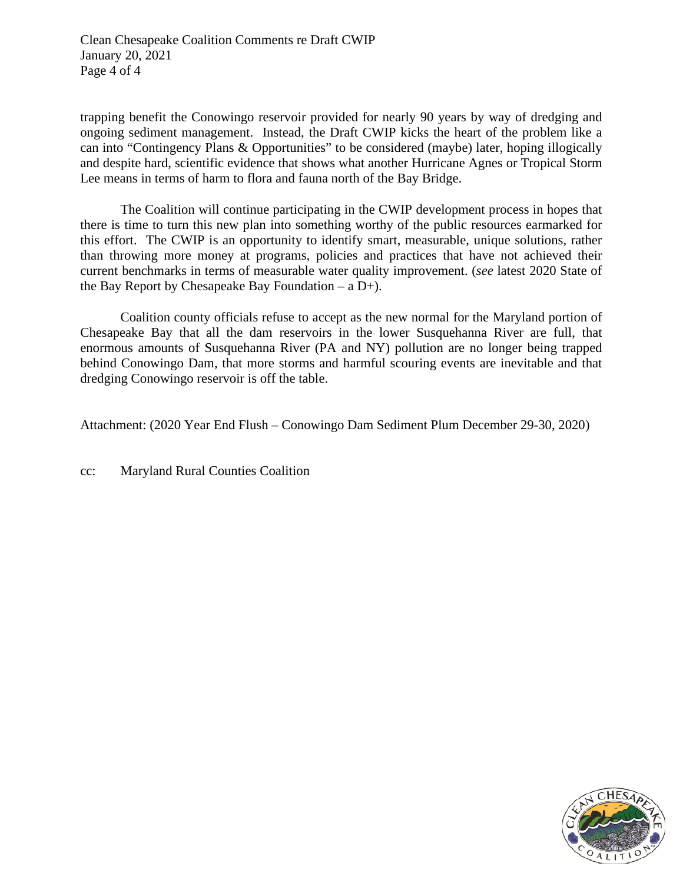trapping benefit the Conowingo reservoir provided for nearly 90 years by way of dredging and ongoing sediment management. Instead, the Draft CWIP kicks the heart of the problem like a can into "Contingency Plans & Opportunities" to be considered (maybe) later, hoping illogically and despite hard, scientific evidence that shows what another Hurricane Agnes or Tropical Storm Lee means in terms of harm to flora and fauna north of the Bay Bridge.

The Coalition will continue participating in the CWIP development process in hopes that there is time to turn this new plan into something worthy of the public resources earmarked for this effort. The CWIP is an opportunity to identify smart, measurable, unique solutions, rather than throwing more money at programs, policies and practices that have not achieved their current benchmarks in terms of measurable water quality improvement. (*see* latest 2020 State of the Bay Report by Chesapeake Bay Foundation – a D+).

Coalition county officials refuse to accept as the new normal for the Maryland portion of Chesapeake Bay that all the dam reservoirs in the lower Susquehanna River are full, that enormous amounts of Susquehanna River (PA and NY) pollution are no longer being trapped behind Conowingo Dam, that more storms and harmful scouring events are inevitable and that dredging Conowingo reservoir is off the table.

Attachment: (2020 Year End Flush – Conowingo Dam Sediment Plum December 29-30, 2020)

cc: Maryland Rural Counties Coalition